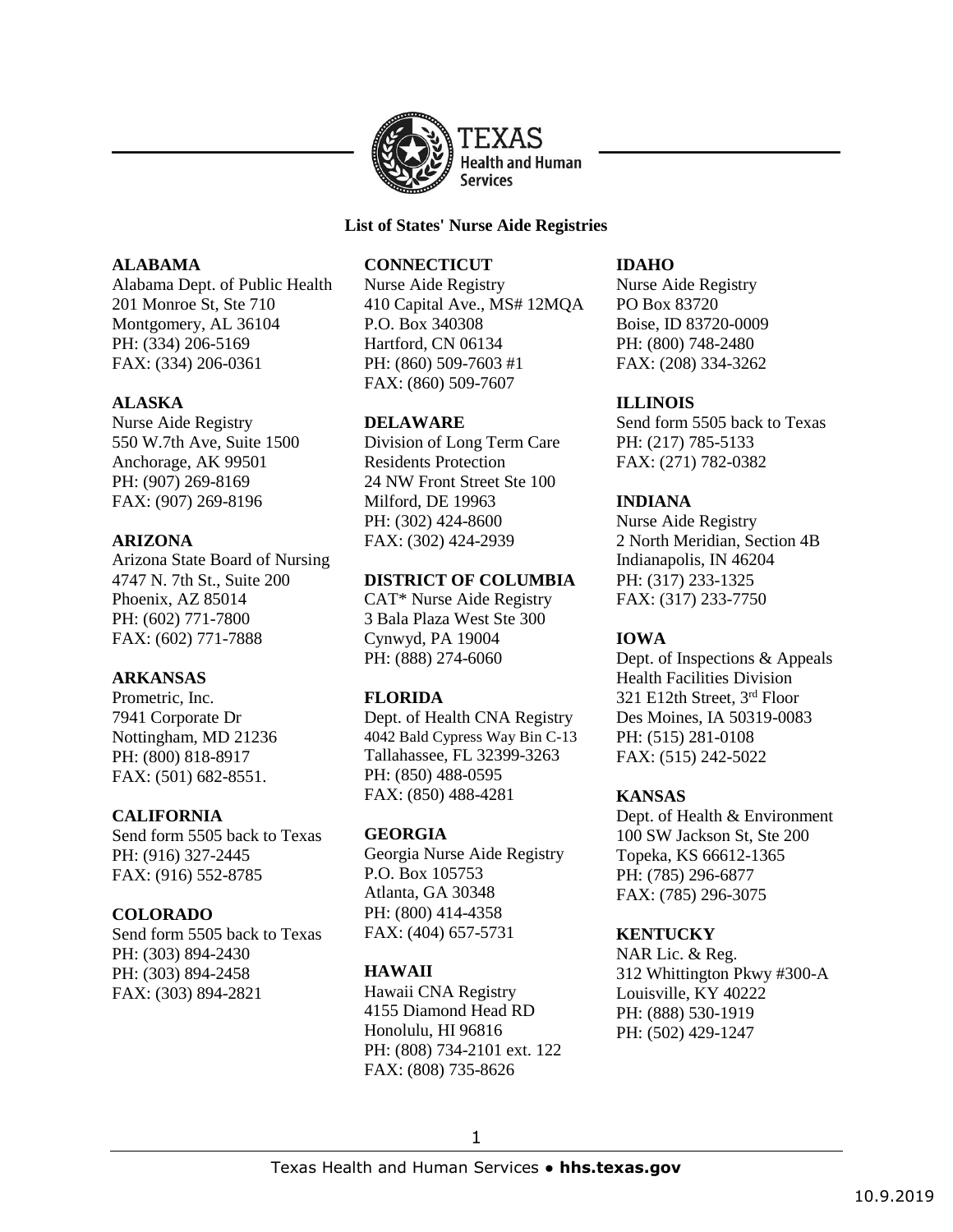**List of States' Nurse Aide Registries**

**ALABAMA**
Alabama Dept. of Public Health
201 Monroe St, Ste 710
Montgomery, AL 36104
PH: (334) 206-5169
FAX: (334) 206-0361

**ALASKA**
Nurse Aide Registry
550 W.7th Ave, Suite 1500
Anchorage, AK 99501
PH: (907) 269-8169
FAX: (907) 269-8196

**ARIZONA**
Arizona State Board of Nursing
4747 N. 7th St., Suite 200
Phoenix, AZ 85014
PH: (602) 771-7800
FAX: (602) 771-7888

**ARKANSAS**
Prometric, Inc.
7941 Corporate Dr
Nottingham, MD 21236
PH: (800) 818-8917
FAX: (501) 682-8551.

**CALIFORNIA**
Send form 5505 back to Texas
PH: (916) 327-2445
FAX: (916) 552-8785

**COLORADO**
Send form 5505 back to Texas
PH: (303) 894-2430
PH: (303) 894-2458
FAX: (303) 894-2821

**CONNECTICUT**
Nurse Aide Registry
410 Capital Ave., MS# 12MQA
P.O. Box 340308
Hartford, CN 06134
PH: (860) 509-7603 #1
FAX: (860) 509-7607

**DELAWARE**
Division of Long Term Care
Residents Protection
24 NW Front Street Ste 100
Milford, DE 19963
PH: (302) 424-8600
FAX: (302) 424-2939

**DISTRICT OF COLUMBIA**
CAT* Nurse Aide Registry
3 Bala Plaza West Ste 300
Cynwyd, PA 19004
PH: (888) 274-6060

**FLORIDA**
Dept. of Health CNA Registry
4042 Bald Cypress Way Bin C-13
Tallahassee, FL 32399-3263
PH: (850) 488-0595
FAX: (850) 488-4281

**GEORGIA**
Georgia Nurse Aide Registry
P.O. Box 105753
Atlanta, GA 30348
PH: (800) 414-4358
FAX: (404) 657-5731

**HAWAII**
Hawaii CNA Registry
4155 Diamond Head RD
Honolulu, HI 96816
PH: (808) 734-2101 ext. 122
FAX: (808) 735-8626

**IDAHO**
Nurse Aide Registry
PO Box 83720
Boise, ID 83720-0009
PH: (800) 748-2480
FAX: (208) 334-3262

**ILLINOIS**
Send form 5505 back to Texas
PH: (217) 785-5133
FAX: (271) 782-0382

**INDIANA**
Nurse Aide Registry
2 North Meridian, Section 4B
Indianapolis, IN 46204
PH: (317) 233-1325
FAX: (317) 233-7750

**IOWA**
Dept. of Inspections & Appeals
Health Facilities Division
321 E12th Street, 3rd Floor
Des Moines, IA 50319-0083
PH: (515) 281-0108
FAX: (515) 242-5022

**KANSAS**
Dept. of Health & Environment
100 SW Jackson St, Ste 200
Topeka, KS 66612-1365
PH: (785) 296-6877
FAX: (785) 296-3075

**KENTUCKY**
NAR Lic. & Reg.
312 Whittington Pkwy #300-A
Louisville, KY 40222
PH: (888) 530-1919
PH: (502) 429-1247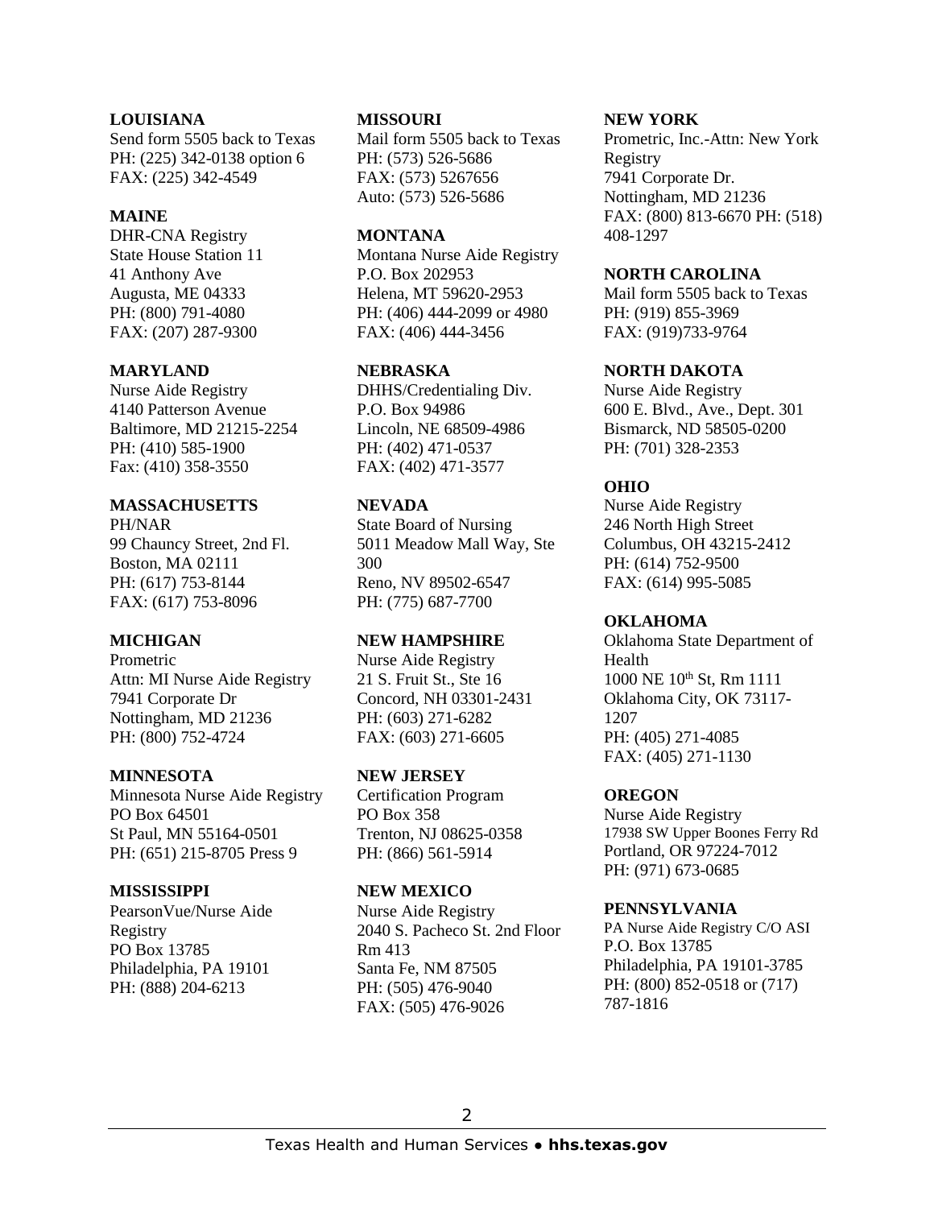**LOUISIANA**
Send form 5505 back to Texas
PH: (225) 342-0138 option 6
FAX: (225) 342-4549

**MAINE**
DHR-CNA Registry
State House Station 11
41 Anthony Ave
Augusta, ME 04333
PH: (800) 791-4080
FAX: (207) 287-9300

**MARYLAND**
Nurse Aide Registry
4140 Patterson Avenue
Baltimore, MD 21215-2254
PH: (410) 585-1900
Fax: (410) 358-3550

**MASSACHUSETTS**
PH/NAR
99 Chauncy Street, 2nd Fl.
Boston, MA 02111
PH: (617) 753-8144
FAX: (617) 753-8096

**MICHIGAN**
Prometric
Attn: MI Nurse Aide Registry
7941 Corporate Dr
Nottingham, MD 21236
PH: (800) 752-4724

**MINNESOTA**
Minnesota Nurse Aide Registry
PO Box 64501
St Paul, MN 55164-0501
PH: (651) 215-8705 Press 9

**MISSISSIPPI**
PearsonVue/Nurse Aide Registry
PO Box 13785
Philadelphia, PA 19101
PH: (888) 204-6213

**MISSOURI**
Mail form 5505 back to Texas
PH: (573) 526-5686
FAX: (573) 5267656
Auto: (573) 526-5686

**MONTANA**
Montana Nurse Aide Registry
P.O. Box 202953
Helena, MT 59620-2953
PH: (406) 444-2099 or 4980
FAX: (406) 444-3456

**NEBRASKA**
DHHS/Credentialing Div.
P.O. Box 94986
Lincoln, NE 68509-4986
PH: (402) 471-0537
FAX: (402) 471-3577

**NEVADA**
State Board of Nursing
5011 Meadow Mall Way, Ste 300
Reno, NV 89502-6547
PH: (775) 687-7700

**NEW HAMPSHIRE**
Nurse Aide Registry
21 S. Fruit St., Ste 16
Concord, NH 03301-2431
PH: (603) 271-6282
FAX: (603) 271-6605

**NEW JERSEY**
Certification Program
PO Box 358
Trenton, NJ 08625-0358
PH: (866) 561-5914

**NEW MEXICO**
Nurse Aide Registry
2040 S. Pacheco St. 2nd Floor Rm 413
Santa Fe, NM 87505
PH: (505) 476-9040
FAX: (505) 476-9026

**NEW YORK**
Prometric, Inc.-Attn: New York Registry
7941 Corporate Dr.
Nottingham, MD 21236
FAX: (800) 813-6670 PH: (518) 408-1297

**NORTH CAROLINA**
Mail form 5505 back to Texas
PH: (919) 855-3969
FAX: (919)733-9764

**NORTH DAKOTA**
Nurse Aide Registry
600 E. Blvd., Ave., Dept. 301
Bismarck, ND 58505-0200
PH: (701) 328-2353

**OHIO**
Nurse Aide Registry
246 North High Street
Columbus, OH 43215-2412
PH: (614) 752-9500
FAX: (614) 995-5085

**OKLAHOMA**
Oklahoma State Department of Health
1000 NE 10th St, Rm 1111
Oklahoma City, OK 73117-1207
PH: (405) 271-4085
FAX: (405) 271-1130

**OREGON**
Nurse Aide Registry
17938 SW Upper Boones Ferry Rd
Portland, OR 97224-7012
PH: (971) 673-0685

**PENNSYLVANIA**
PA Nurse Aide Registry C/O ASI
P.O. Box 13785
Philadelphia, PA 19101-3785
PH: (800) 852-0518 or (717) 787-1816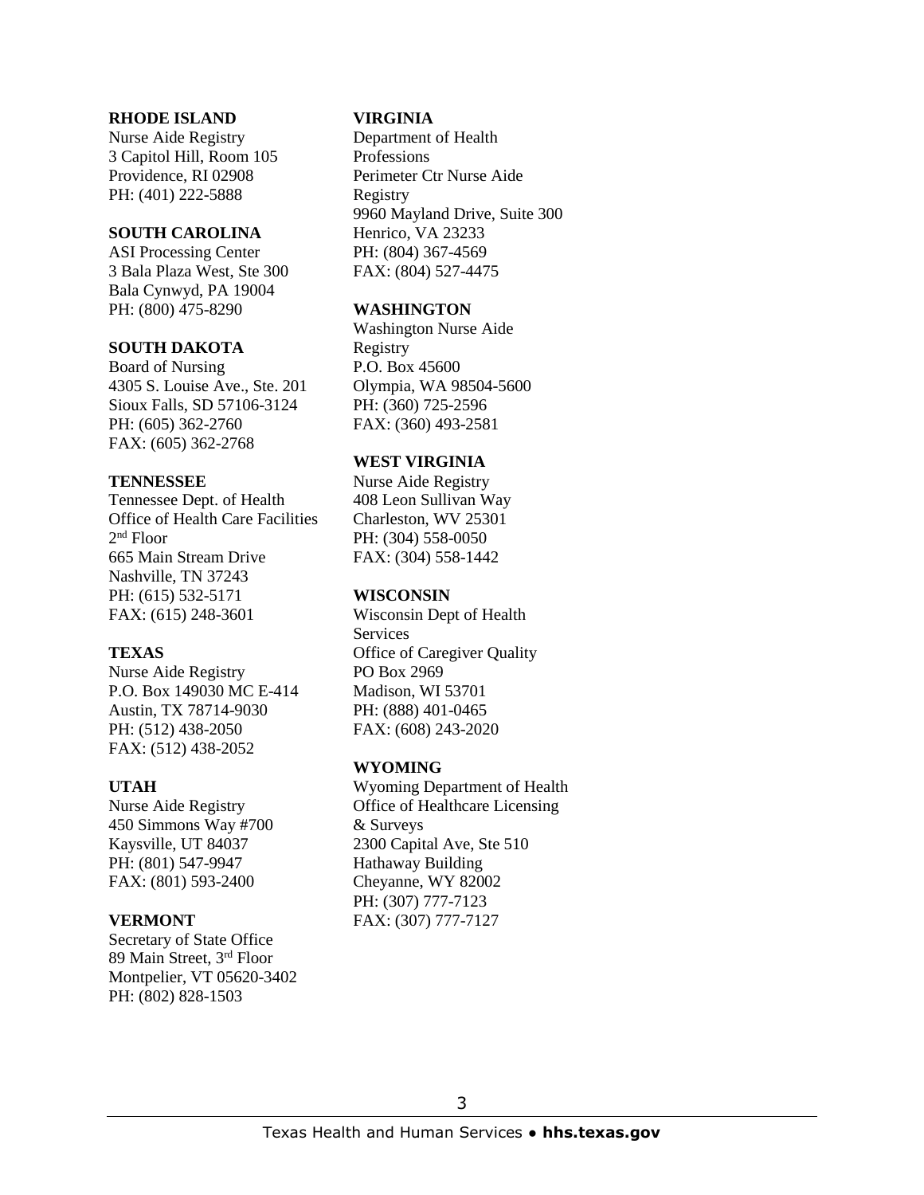**RHODE ISLAND**
Nurse Aide Registry
3 Capitol Hill, Room 105
Providence, RI 02908
PH: (401) 222-5888

**SOUTH CAROLINA**
ASI Processing Center
3 Bala Plaza West, Ste 300
Bala Cynwyd, PA 19004
PH: (800) 475-8290

**SOUTH DAKOTA**
Board of Nursing
4305 S. Louise Ave., Ste. 201
Sioux Falls, SD 57106-3124
PH: (605) 362-2760
FAX: (605) 362-2768

**TENNESSEE**
Tennessee Dept. of Health
Office of Health Care Facilities
2nd Floor
665 Main Stream Drive
Nashville, TN 37243
PH: (615) 532-5171
FAX: (615) 248-3601

**TEXAS**
Nurse Aide Registry
P.O. Box 149030 MC E-414
Austin, TX 78714-9030
PH: (512) 438-2050
FAX: (512) 438-2052

**UTAH**
Nurse Aide Registry
450 Simmons Way #700
Kaysville, UT 84037
PH: (801) 547-9947
FAX: (801) 593-2400

**VERMONT**
Secretary of State Office
89 Main Street, 3rd Floor
Montpelier, VT 05620-3402
PH: (802) 828-1503

**VIRGINIA**
Department of Health Professions
Perimeter Ctr Nurse Aide Registry
9960 Mayland Drive, Suite 300
Henrico, VA 23233
PH: (804) 367-4569
FAX: (804) 527-4475

**WASHINGTON**
Washington Nurse Aide Registry
P.O. Box 45600
Olympia, WA 98504-5600
PH: (360) 725-2596
FAX: (360) 493-2581

**WEST VIRGINIA**
Nurse Aide Registry
408 Leon Sullivan Way
Charleston, WV 25301
PH: (304) 558-0050
FAX: (304) 558-1442

**WISCONSIN**
Wisconsin Dept of Health Services
Office of Caregiver Quality
PO Box 2969
Madison, WI 53701
PH: (888) 401-0465
FAX: (608) 243-2020

**WYOMING**
Wyoming Department of Health
Office of Healthcare Licensing & Surveys
2300 Capital Ave, Ste 510
Hathaway Building
Cheyanne, WY 82002
PH: (307) 777-7123
FAX: (307) 777-7127